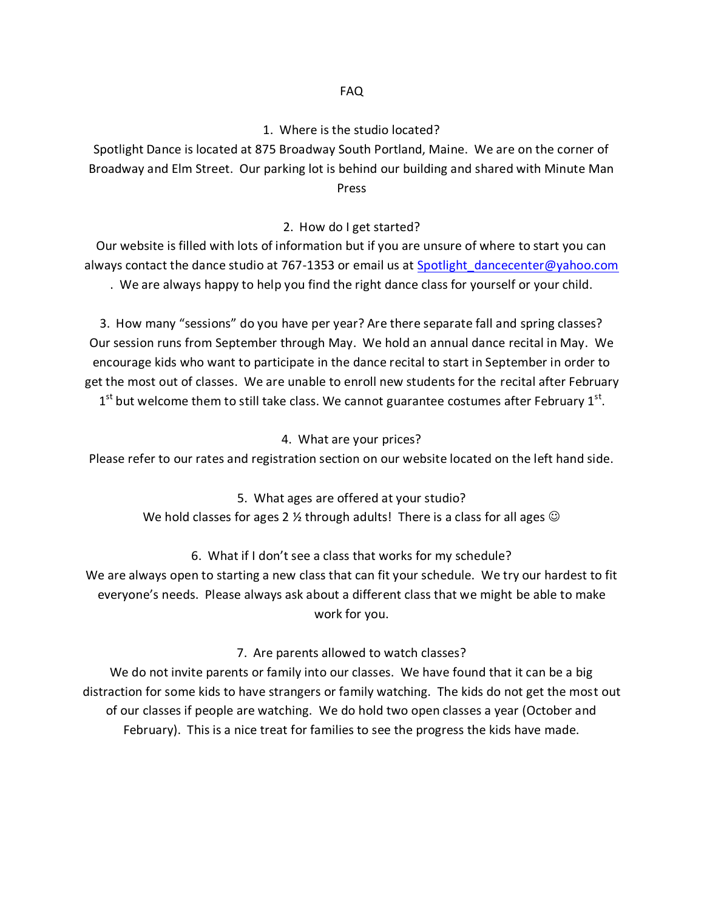# FAQ

## 1. Where is the studio located?

Spotlight Dance is located at 875 Broadway South Portland, Maine. We are on the corner of Broadway and Elm Street. Our parking lot is behind our building and shared with Minute Man Press

## 2. How do I get started?

Our website is filled with lots of information but if you are unsure of where to start you can always contact the dance studio at 767-1353 or email us at Spotlight_dancecenter@yahoo.com . We are always happy to help you find the right dance class for yourself or your child.

## 3. How many "sessions" do you have per year? Are there separate fall and spring classes?

Our session runs from September through May. We hold an annual dance recital in May. We encourage kids who want to participate in the dance recital to start in September in order to get the most out of classes. We are unable to enroll new students for the recital after February 1st but welcome them to still take class. We cannot guarantee costumes after February 1st.

## 4. What are your prices?

Please refer to our rates and registration section on our website located on the left hand side.

## 5. What ages are offered at your studio?

We hold classes for ages 2 ½ through adults! There is a class for all ages ☺

## 6. What if I don't see a class that works for my schedule?

We are always open to starting a new class that can fit your schedule. We try our hardest to fit everyone's needs. Please always ask about a different class that we might be able to make work for you.

## 7. Are parents allowed to watch classes?

We do not invite parents or family into our classes. We have found that it can be a big distraction for some kids to have strangers or family watching. The kids do not get the most out of our classes if people are watching. We do hold two open classes a year (October and February). This is a nice treat for families to see the progress the kids have made.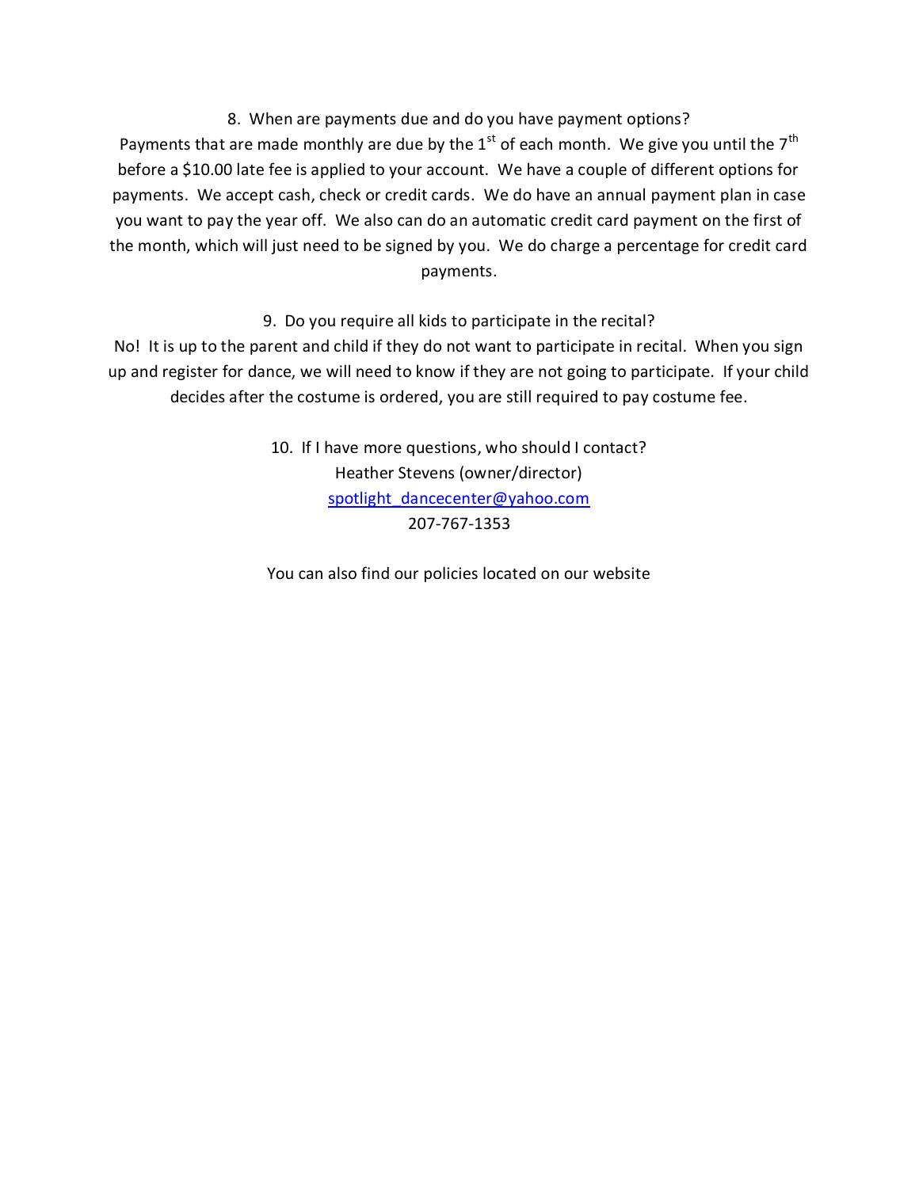8. When are payments due and do you have payment options?

Payments that are made monthly are due by the 1st of each month. We give you until the 7th before a $10.00 late fee is applied to your account. We have a couple of different options for payments. We accept cash, check or credit cards. We do have an annual payment plan in case you want to pay the year off. We also can do an automatic credit card payment on the first of the month, which will just need to be signed by you. We do charge a percentage for credit card payments.

9. Do you require all kids to participate in the recital?

No! It is up to the parent and child if they do not want to participate in recital. When you sign up and register for dance, we will need to know if they are not going to participate. If your child decides after the costume is ordered, you are still required to pay costume fee.

10. If I have more questions, who should I contact?

Heather Stevens (owner/director)

spotlight_dancecenter@yahoo.com

207-767-1353

You can also find our policies located on our website